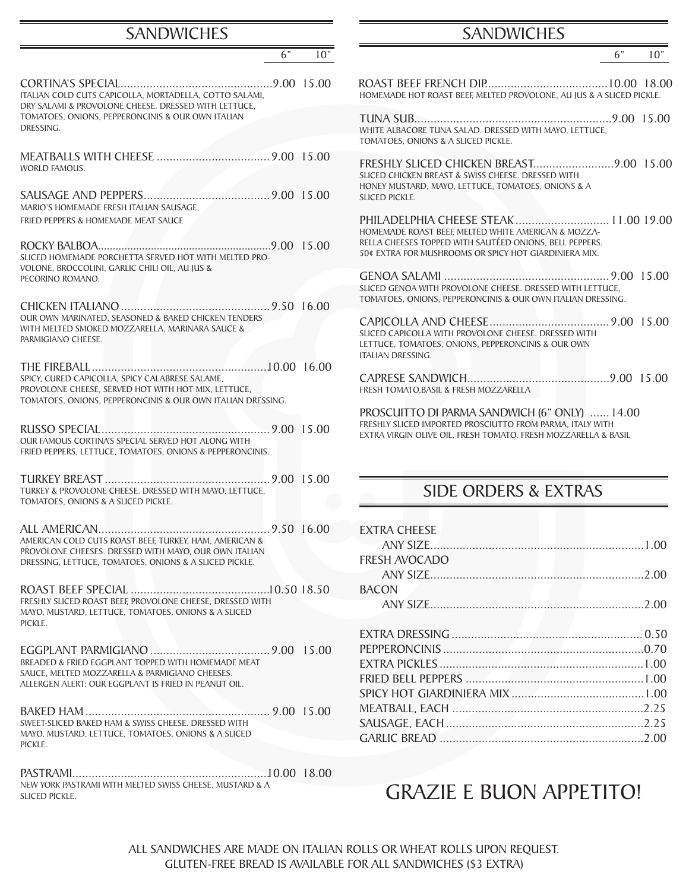## SANDWICHES

| | 6" | 10" |
|---|---|---|
| **CORTINA'S SPECIAL** ITALIAN COLD CUTS CAPICOLLA, MORTADELLA, COTTO SALAMI, DRY SALAMI & PROVOLONE CHEESE. DRESSED WITH LETTUCE, TOMATOES, ONIONS, PEPPERONCINIS & OUR OWN ITALIAN DRESSING. | 9.00 | 15.00 |
| **MEATBALLS WITH CHEESE** WORLD FAMOUS. | 9.00 | 15.00 |
| **SAUSAGE AND PEPPERS** MARIO'S HOMEMADE FRESH ITALIAN SAUSAGE, FRIED PEPPERS & HOMEMADE MEAT SAUCE | 9.00 | 15.00 |
| **ROCKY BALBOA** SLICED HOMEMADE PORCHETTA SERVED HOT WITH MELTED PROVOLONE, BROCCOLINI, GARLIC CHILI OIL, AU JUS & PECORINO ROMANO. | 9.00 | 15.00 |
| **CHICKEN ITALIANO** OUR OWN MARINATED, SEASONED & BAKED CHICKEN TENDERS WITH MELTED SMOKED MOZZARELLA, MARINARA SAUCE & PARMIGIANO CHEESE. | 9.50 | 16.00 |
| **THE FIREBALL** SPICY, CURED CAPICOLLA, SPICY CALABRESE SALAME, PROVOLONE CHEESE, SERVED HOT WITH HOT MIX, LETTUCE, TOMATOES, ONIONS, PEPPERONCINIS & OUR OWN ITALIAN DRESSING. | 10.00 | 16.00 |
| **RUSSO SPECIAL** OUR FAMOUS CORTINA'S SPECIAL SERVED HOT ALONG WITH FRIED PEPPERS, LETTUCE, TOMATOES, ONIONS & PEPPERONCINIS. | 9.00 | 15.00 |
| **TURKEY BREAST** TURKEY & PROVOLONE CHEESE. DRESSED WITH MAYO, LETTUCE, TOMATOES, ONIONS & A SLICED PICKLE. | 9.00 | 15.00 |
| **ALL AMERICAN** AMERICAN COLD CUTS ROAST BEEF, TURKEY, HAM, AMERICAN & PROVOLONE CHEESES. DRESSED WITH MAYO, OUR OWN ITALIAN DRESSING, LETTUCE, TOMATOES, ONIONS & A SLICED PICKLE. | 9.50 | 16.00 |
| **ROAST BEEF SPECIAL** FRESHLY SLICED ROAST BEEF, PROVOLONE CHEESE, DRESSED WITH MAYO, MUSTARD, LETTUCE, TOMATOES, ONIONS & A SLICED PICKLE. | 10.50 | 18.50 |
| **EGGPLANT PARMIGIANO** BREADED & FRIED EGGPLANT TOPPED WITH HOMEMADE MEAT SAUCE, MELTED MOZZARELLA & PARMIGIANO CHEESES. ALLERGEN ALERT: OUR EGGPLANT IS FRIED IN PEANUT OIL. | 9.00 | 15.00 |
| **BAKED HAM** SWEET-SLICED BAKED HAM & SWISS CHEESE. DRESSED WITH MAYO, MUSTARD, LETTUCE, TOMATOES, ONIONS & A SLICED PICKLE. | 9.00 | 15.00 |
| **PASTRAMI** NEW YORK PASTRAMI WITH MELTED SWISS CHEESE, MUSTARD & A SLICED PICKLE. | 10.00 | 18.00 |

## SANDWICHES

| | 6" | 10" |
|---|---|---|
| **ROAST BEEF FRENCH DIP** HOMEMADE HOT ROAST BEEF, MELTED PROVOLONE, AU JUS & A SLICED PICKLE. | 10.00 | 18.00 |
| **TUNA SUB** WHITE ALBACORE TUNA SALAD. DRESSED WITH MAYO, LETTUCE, TOMATOES, ONIONS & A SLICED PICKLE. | 9.00 | 15.00 |
| **FRESHLY SLICED CHICKEN BREAST** SLICED CHICKEN BREAST & SWISS CHEESE. DRESSED WITH HONEY MUSTARD, MAYO, LETTUCE, TOMATOES, ONIONS & A SLICED PICKLE. | 9.00 | 15.00 |
| **PHILADELPHIA CHEESE STEAK** HOMEMADE ROAST BEEF, MELTED WHITE AMERICAN & MOZZARELLA CHEESES TOPPED WITH SAUTÉED ONIONS, BELL PEPPERS. 50¢ EXTRA FOR MUSHROOMS OR SPICY HOT GIARDINIERA MIX. | 11.00 | 19.00 |
| **GENOA SALAMI** SLICED GENOA WITH PROVOLONE CHEESE. DRESSED WITH LETTUCE, TOMATOES, ONIONS, PEPPERONCINIS & OUR OWN ITALIAN DRESSING. | 9.00 | 15.00 |
| **CAPICOLLA AND CHEESE** SLICED CAPICOLLA WITH PROVOLONE CHEESE. DRESSED WITH LETTUCE, TOMATOES, ONIONS, PEPPERONCINIS & OUR OWN ITALIAN DRESSING. | 9.00 | 15.00 |
| **CAPRESE SANDWICH** FRESH TOMATO,BASIL & FRESH MOZZARELLA | 9.00 | 15.00 |
| **PROSCUITTO DI PARMA SANDWICH (6" ONLY)** FRESHLY SLICED IMPORTED PROSCIUTTO FROM PARMA, ITALY WITH EXTRA VIRGIN OLIVE OIL, FRESH TOMATO, FRESH MOZZARELLA & BASIL | 14.00 | |

## SIDE ORDERS & EXTRAS

| Item | Price |
|---|---|
| EXTRA CHEESE ANY SIZE | 1.00 |
| FRESH AVOCADO ANY SIZE | 2.00 |
| BACON ANY SIZE | 2.00 |
| EXTRA DRESSING | 0.50 |
| PEPPERONCINIS | 0.70 |
| EXTRA PICKLES | 1.00 |
| FRIED BELL PEPPERS | 1.00 |
| SPICY HOT GIARDINIERA MIX | 1.00 |
| MEATBALL, EACH | 2.25 |
| SAUSAGE, EACH | 2.25 |
| GARLIC BREAD | 2.00 |

# GRAZIE E BUON APPETITO!

ALL SANDWICHES ARE MADE ON ITALIAN ROLLS OR WHEAT ROLLS UPON REQUEST.
GLUTEN-FREE BREAD IS AVAILABLE FOR ALL SANDWICHES ($3 EXTRA)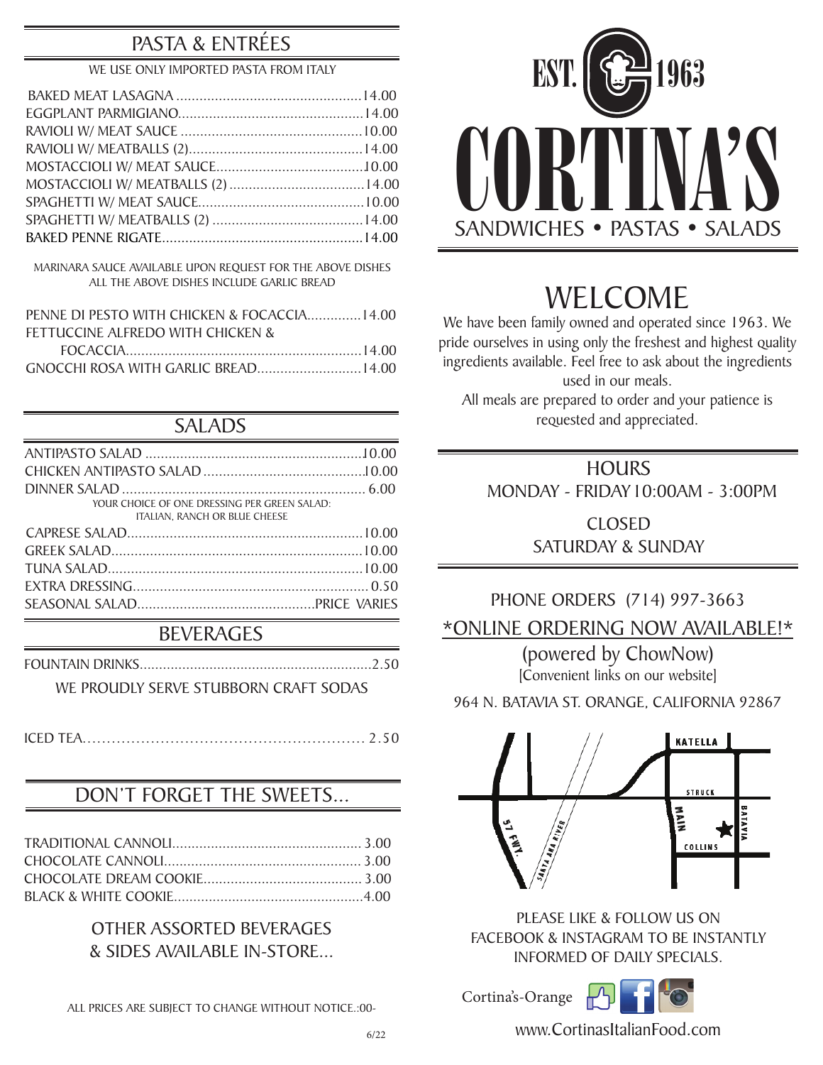## PASTA & ENTRÉES

WE USE ONLY IMPORTED PASTA FROM ITALY

| | |
|---|---|
| BAKED MEAT LASAGNA | 14.00 |
| EGGPLANT PARMIGIANO | 14.00 |
| RAVIOLI W/ MEAT SAUCE | 10.00 |
| RAVIOLI W/ MEATBALLS (2) | 14.00 |
| MOSTACCIOLI W/ MEAT SAUCE | 10.00 |
| MOSTACCIOLI W/ MEATBALLS (2) | 14.00 |
| SPAGHETTI W/ MEAT SAUCE | 10.00 |
| SPAGHETTI W/ MEATBALLS (2) | 14.00 |
| BAKED PENNE RIGATE | 14.00 |

MARINARA SAUCE AVAILABLE UPON REQUEST FOR THE ABOVE DISHES
ALL THE ABOVE DISHES INCLUDE GARLIC BREAD

| | |
|---|---|
| PENNE DI PESTO WITH CHICKEN & FOCACCIA | 14.00 |
| FETTUCCINE ALFREDO WITH CHICKEN & FOCACCIA | 14.00 |
| GNOCCHI ROSA WITH GARLIC BREAD | 14.00 |

## SALADS

| | |
|---|---|
| ANTIPASTO SALAD | 10.00 |
| CHICKEN ANTIPASTO SALAD | 10.00 |
| DINNER SALAD | 6.00 |

YOUR CHOICE OF ONE DRESSING PER GREEN SALAD:
ITALIAN, RANCH OR BLUE CHEESE

| | |
|---|---|
| CAPRESE SALAD | 10.00 |
| GREEK SALAD | 10.00 |
| TUNA SALAD | 10.00 |
| EXTRA DRESSING | 0.50 |
| SEASONAL SALAD | PRICE VARIES |

## BEVERAGES

| | |
|---|---|
| FOUNTAIN DRINKS | 2.50 |

WE PROUDLY SERVE STUBBORN CRAFT SODAS

| | |
|---|---|
| ICED TEA | 2.50 |

## DON'T FORGET THE SWEETS...

| | |
|---|---|
| TRADITIONAL CANNOLI | 3.00 |
| CHOCOLATE CANNOLI | 3.00 |
| CHOCOLATE DREAM COOKIE | 3.00 |
| BLACK & WHITE COOKIE | 4.00 |

OTHER ASSORTED BEVERAGES
& SIDES AVAILABLE IN-STORE...

ALL PRICES ARE SUBJECT TO CHANGE WITHOUT NOTICE.:00-

6/22

EST. 1963

# CORTINA'S

SANDWICHES • PASTAS • SALADS

## WELCOME

We have been family owned and operated since 1963. We pride ourselves in using only the freshest and highest quality ingredients available. Feel free to ask about the ingredients used in our meals.
All meals are prepared to order and your patience is requested and appreciated.

## HOURS

MONDAY - FRIDAY 10:00AM - 3:00PM

CLOSED
SATURDAY & SUNDAY

PHONE ORDERS (714) 997-3663

*ONLINE ORDERING NOW AVAILABLE!*

(powered by ChowNow)
[Convenient links on our website]

964 N. BATAVIA ST. ORANGE, CALIFORNIA 92867

KATELLA
STRUCK
MAIN
BATAVIA
COLLINS
57 FWY.
SANTA ANA RIVER

PLEASE LIKE & FOLLOW US ON FACEBOOK & INSTAGRAM TO BE INSTANTLY INFORMED OF DAILY SPECIALS.

Cortina's-Orange

www.CortinasItalianFood.com